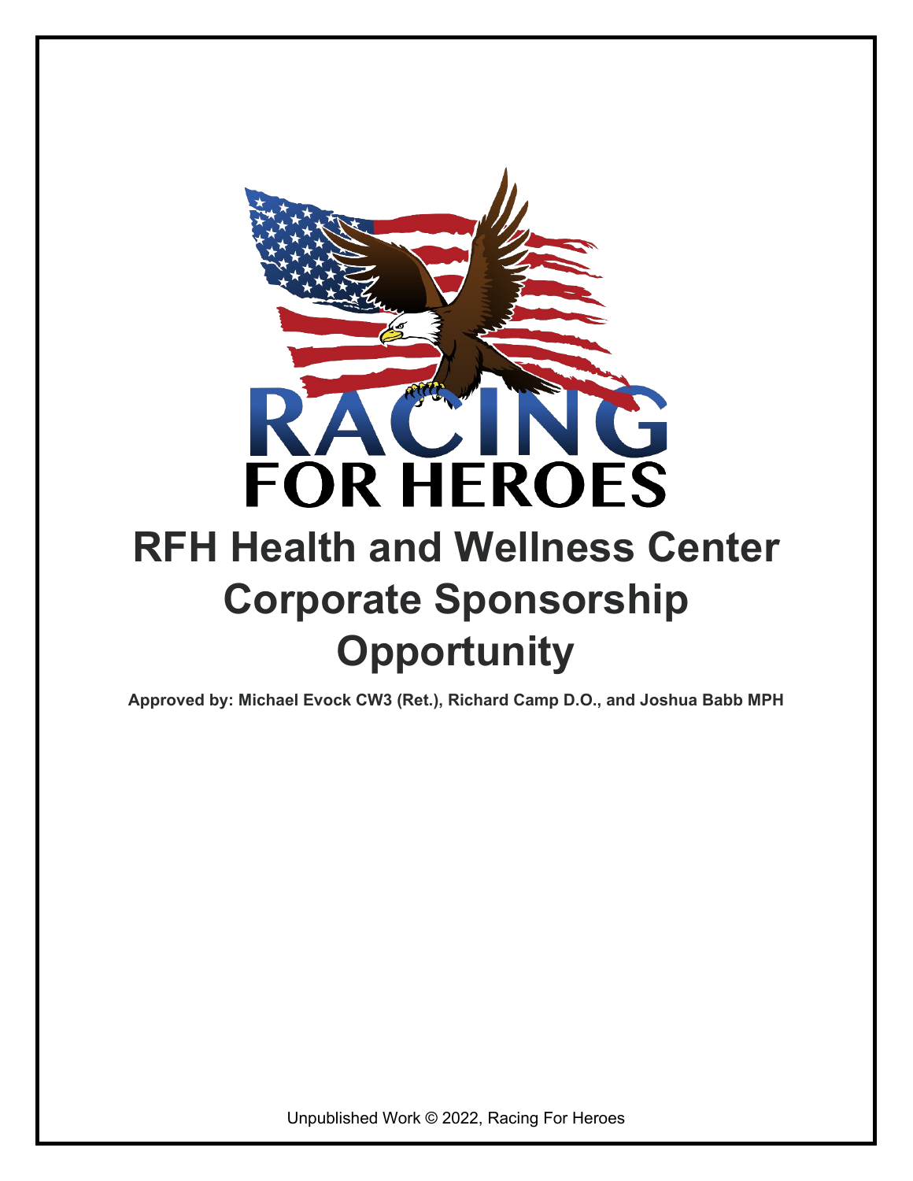RACING FOR HEROES

# RFH Health and Wellness Center Corporate Sponsorship Opportunity

**Approved by: Michael Evock CW3 (Ret.), Richard Camp D.O., and Joshua Babb MPH**

Unpublished Work © 2022, Racing For Heroes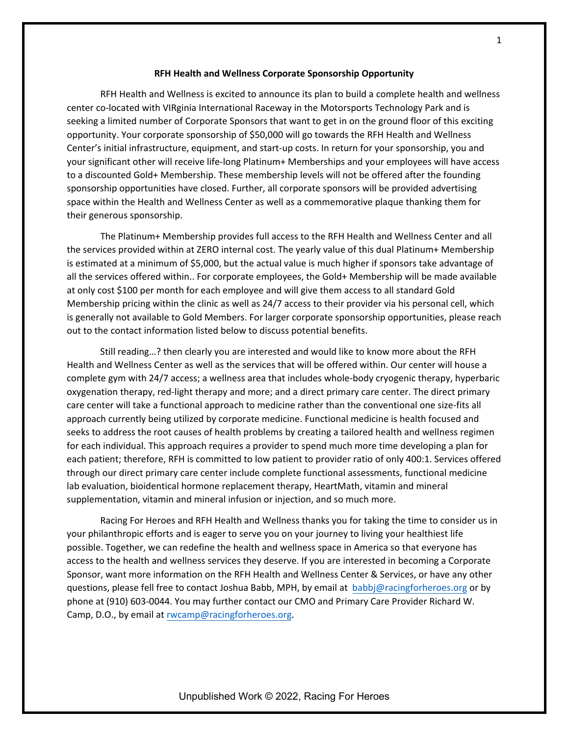**RFH Health and Wellness Corporate Sponsorship Opportunity**

RFH Health and Wellness is excited to announce its plan to build a complete health and wellness center co-located with VIRginia International Raceway in the Motorsports Technology Park and is seeking a limited number of Corporate Sponsors that want to get in on the ground floor of this exciting opportunity. Your corporate sponsorship of $50,000 will go towards the RFH Health and Wellness Center's initial infrastructure, equipment, and start-up costs. In return for your sponsorship, you and your significant other will receive life-long Platinum+ Memberships and your employees will have access to a discounted Gold+ Membership. These membership levels will not be offered after the founding sponsorship opportunities have closed. Further, all corporate sponsors will be provided advertising space within the Health and Wellness Center as well as a commemorative plaque thanking them for their generous sponsorship.

The Platinum+ Membership provides full access to the RFH Health and Wellness Center and all the services provided within at ZERO internal cost. The yearly value of this dual Platinum+ Membership is estimated at a minimum of $5,000, but the actual value is much higher if sponsors take advantage of all the services offered within.. For corporate employees, the Gold+ Membership will be made available at only cost $100 per month for each employee and will give them access to all standard Gold Membership pricing within the clinic as well as 24/7 access to their provider via his personal cell, which is generally not available to Gold Members. For larger corporate sponsorship opportunities, please reach out to the contact information listed below to discuss potential benefits.

Still reading…? then clearly you are interested and would like to know more about the RFH Health and Wellness Center as well as the services that will be offered within. Our center will house a complete gym with 24/7 access; a wellness area that includes whole-body cryogenic therapy, hyperbaric oxygenation therapy, red-light therapy and more; and a direct primary care center. The direct primary care center will take a functional approach to medicine rather than the conventional one size-fits all approach currently being utilized by corporate medicine. Functional medicine is health focused and seeks to address the root causes of health problems by creating a tailored health and wellness regimen for each individual. This approach requires a provider to spend much more time developing a plan for each patient; therefore, RFH is committed to low patient to provider ratio of only 400:1. Services offered through our direct primary care center include complete functional assessments, functional medicine lab evaluation, bioidentical hormone replacement therapy, HeartMath, vitamin and mineral supplementation, vitamin and mineral infusion or injection, and so much more.

Racing For Heroes and RFH Health and Wellness thanks you for taking the time to consider us in your philanthropic efforts and is eager to serve you on your journey to living your healthiest life possible. Together, we can redefine the health and wellness space in America so that everyone has access to the health and wellness services they deserve. If you are interested in becoming a Corporate Sponsor, want more information on the RFH Health and Wellness Center & Services, or have any other questions, please fell free to contact Joshua Babb, MPH, by email at babbj@racingforheroes.org or by phone at (910) 603-0044. You may further contact our CMO and Primary Care Provider Richard W. Camp, D.O., by email at rwcamp@racingforheroes.org.

Unpublished Work © 2022, Racing For Heroes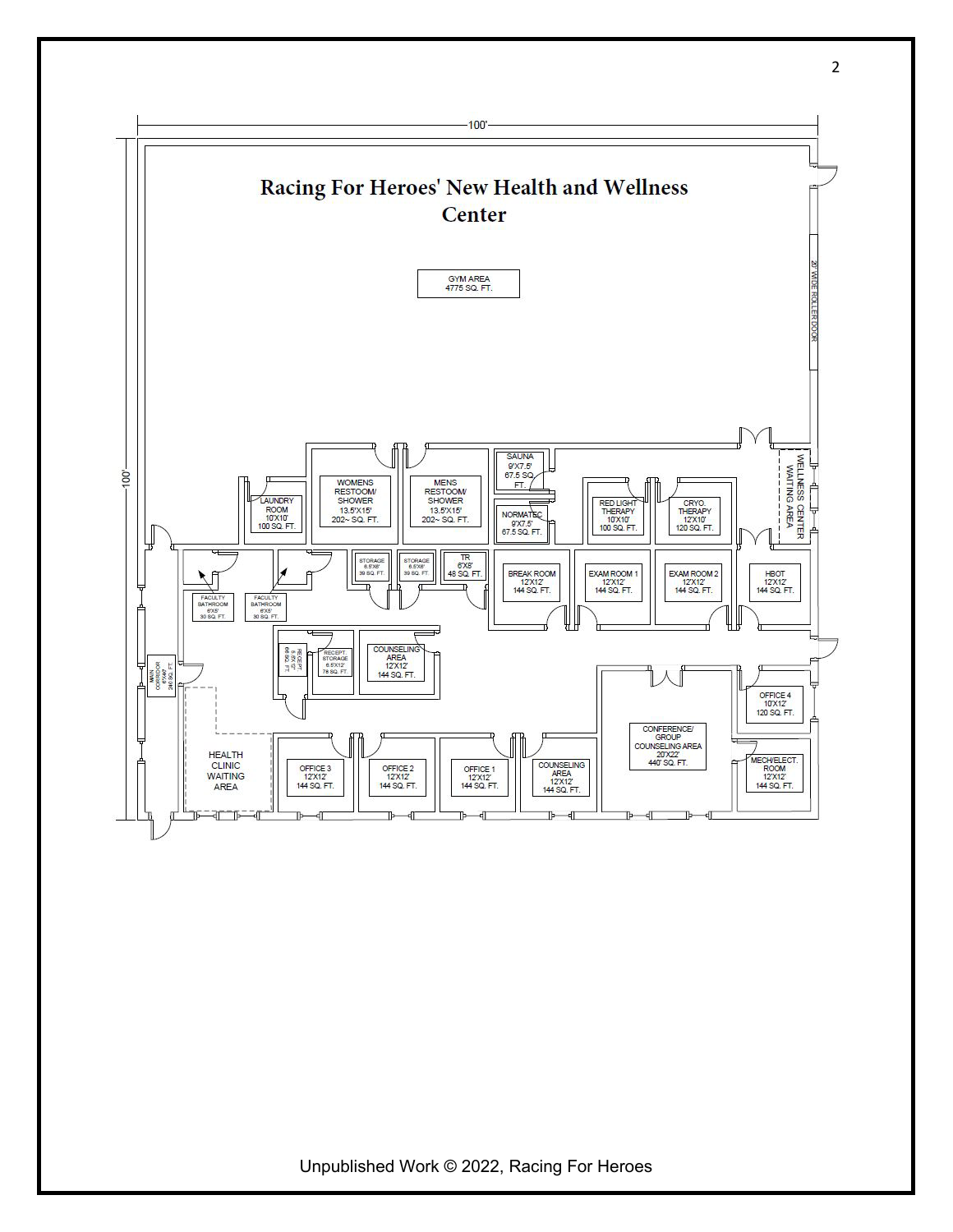# Racing For Heroes' New Health and Wellness Center

100'

100'

GYM AREA
4775 SQ. FT.

20' WIDE ROLLER DOOR

WELLNESS CENTER WAITING AREA

LAUNDRY ROOM
10'X10'
100 SQ. FT.

WOMENS RESTOOM/ SHOWER
13.5'X15'
202~ SQ. FT.

MENS RESTOOM/ SHOWER
13.5'X15'
202~ SQ. FT.

SAUNA
9'X7.5'
67.5 SQ. FT.

NORMATEC
9'X7.5'
67.5 SQ. FT.

RED LIGHT THERAPY
10'X10'
100 SQ. FT.

CRYO. THERAPY
12'X10'
120 SQ. FT.

FACULTY BATHROOM
6'X5'
30 SQ. FT.

FACULTY BATHROOM
6'X5'
30 SQ. FT.

STORAGE
6.5'X6'
39 SQ. FT.

STORAGE
6.5'X6'
39 SQ. FT.

TR
6'X8'
48 SQ. FT.

BREAK ROOM
12'X12'
144 SQ. FT.

EXAM ROOM 1
12'X12'
144 SQ. FT.

EXAM ROOM 2
12'X12'
144 SQ. FT.

HBOT
12'X12'
144 SQ. FT.

MAIN CORRIDOR
6'X40'
240 SQ. FT.

RECEPT.
5.5'X12'
66 SQ. FT.

RECEPT. STORAGE
6.5'X12'
78 SQ. FT.

COUNSELING AREA
12'X12'
144 SQ. FT.

OFFICE 4
10'X12'
120 SQ. FT.

CONFERENCE/ GROUP COUNSELING AREA
20'X22'
440' SQ. FT.

MECH/ELECT. ROOM
12'X12'
144 SQ. FT.

HEALTH CLINIC WAITING AREA

OFFICE 3
12'X12'
144 SQ. FT.

OFFICE 2
12'X12'
144 SQ. FT.

OFFICE 1
12'X12'
144 SQ. FT.

COUNSELING AREA
12'X12'
144 SQ. FT.

Unpublished Work © 2022, Racing For Heroes